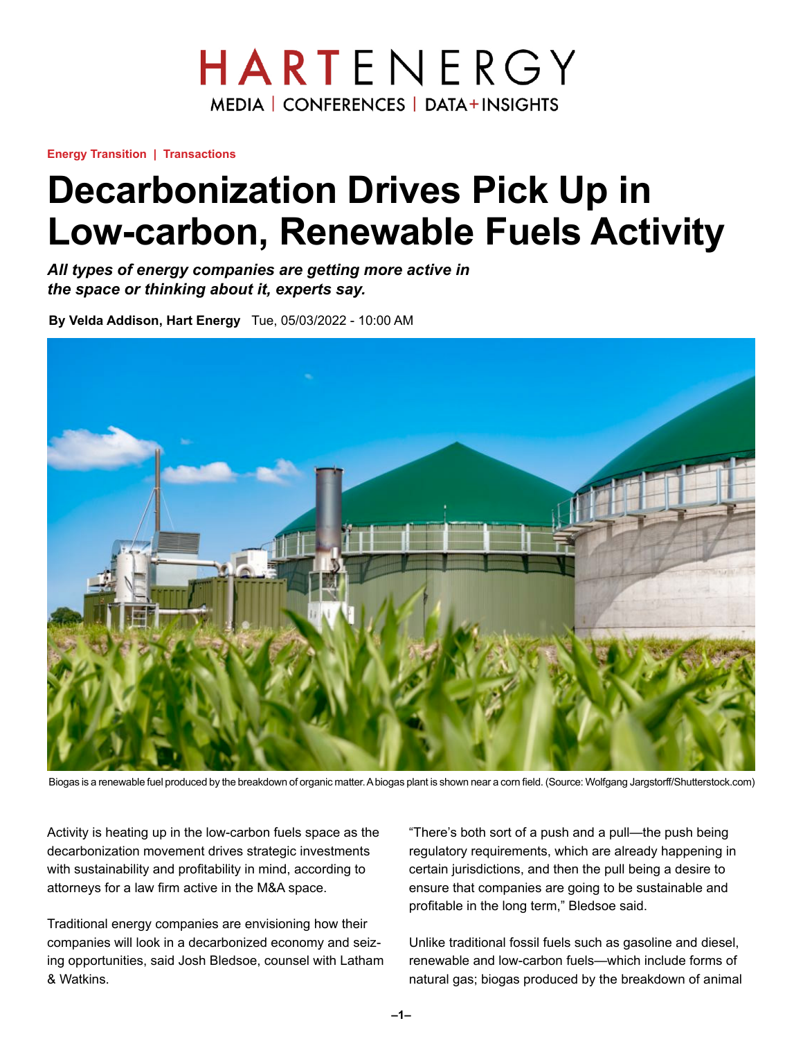Energy Transition | Transactions

# Decarbonization Drives Pick Up in Low-carbon, Renewable Fuels Activity

***All types of energy companies are getting more active in the space or thinking about it, experts say.***

**By Velda Addison, Hart Energy** Tue, 05/03/2022 - 10:00 AM

Biogas is a renewable fuel produced by the breakdown of organic matter. A biogas plant is shown near a corn field. (Source: Wolfgang Jargstorff/Shutterstock.com)

Activity is heating up in the low-carbon fuels space as the decarbonization movement drives strategic investments with sustainability and profitability in mind, according to attorneys for a law firm active in the M&A space.

Traditional energy companies are envisioning how their companies will look in a decarbonized economy and seizing opportunities, said Josh Bledsoe, counsel with Latham & Watkins.

"There's both sort of a push and a pull—the push being regulatory requirements, which are already happening in certain jurisdictions, and then the pull being a desire to ensure that companies are going to be sustainable and profitable in the long term," Bledsoe said.

Unlike traditional fossil fuels such as gasoline and diesel, renewable and low-carbon fuels—which include forms of natural gas; biogas produced by the breakdown of animal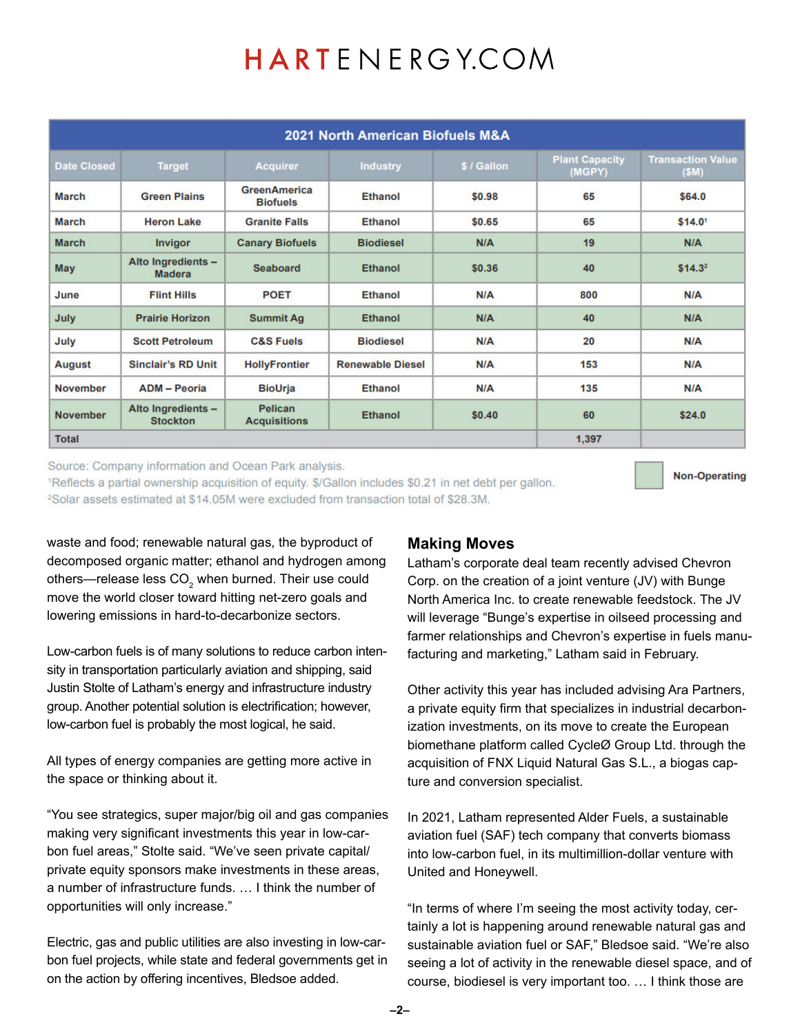| 2021 North American Biofuels M&A | | | | | | |
|---|---|---|---|---|---|---|
| Date Closed | Target | Acquirer | Industry | $ / Gallon | Plant Capacity (MGPY) | Transaction Value ($M) |
| March | Green Plains | GreenAmerica Biofuels | Ethanol | $0.98 | 65 | $64.0 |
| March | Heron Lake | Granite Falls | Ethanol | $0.65 | 65 | $14.0[1] |
| March | Invigor | Canary Biofuels | Biodiesel | N/A | 19 | N/A |
| May | Alto Ingredients – Madera | Seaboard | Ethanol | $0.36 | 40 | $14.3[2] |
| June | Flint Hills | POET | Ethanol | N/A | 800 | N/A |
| July | Prairie Horizon | Summit Ag | Ethanol | N/A | 40 | N/A |
| July | Scott Petroleum | C&S Fuels | Biodiesel | N/A | 20 | N/A |
| August | Sinclair's RD Unit | HollyFrontier | Renewable Diesel | N/A | 153 | N/A |
| November | ADM – Peoria | BioUrja | Ethanol | N/A | 135 | N/A |
| November | Alto Ingredients – Stockton | Pelican Acquisitions | Ethanol | $0.40 | 60 | $24.0 |
| Total | | | | | 1,397 | |

Source: Company information and Ocean Park analysis.

[1]Reflects a partial ownership acquisition of equity. $/Gallon includes $0.21 in net debt per gallon.

[2]Solar assets estimated at $14.05M were excluded from transaction total of $28.3M.

Non-Operating

waste and food; renewable natural gas, the byproduct of decomposed organic matter; ethanol and hydrogen among others—release less $CO_2$ when burned. Their use could move the world closer toward hitting net-zero goals and lowering emissions in hard-to-decarbonize sectors.

Low-carbon fuels is of many solutions to reduce carbon intensity in transportation particularly aviation and shipping, said Justin Stolte of Latham's energy and infrastructure industry group. Another potential solution is electrification; however, low-carbon fuel is probably the most logical, he said.

All types of energy companies are getting more active in the space or thinking about it.

"You see strategics, super major/big oil and gas companies making very significant investments this year in low-carbon fuel areas," Stolte said. "We've seen private capital/private equity sponsors make investments in these areas, a number of infrastructure funds. … I think the number of opportunities will only increase."

Electric, gas and public utilities are also investing in low-carbon fuel projects, while state and federal governments get in on the action by offering incentives, Bledsoe added.

## Making Moves

Latham's corporate deal team recently advised Chevron Corp. on the creation of a joint venture (JV) with Bunge North America Inc. to create renewable feedstock. The JV will leverage "Bunge's expertise in oilseed processing and farmer relationships and Chevron's expertise in fuels manufacturing and marketing," Latham said in February.

Other activity this year has included advising Ara Partners, a private equity firm that specializes in industrial decarbonization investments, on its move to create the European biomethane platform called CycleØ Group Ltd. through the acquisition of FNX Liquid Natural Gas S.L., a biogas capture and conversion specialist.

In 2021, Latham represented Alder Fuels, a sustainable aviation fuel (SAF) tech company that converts biomass into low-carbon fuel, in its multimillion-dollar venture with United and Honeywell.

"In terms of where I'm seeing the most activity today, certainly a lot is happening around renewable natural gas and sustainable aviation fuel or SAF," Bledsoe said. "We're also seeing a lot of activity in the renewable diesel space, and of course, biodiesel is very important too. … I think those are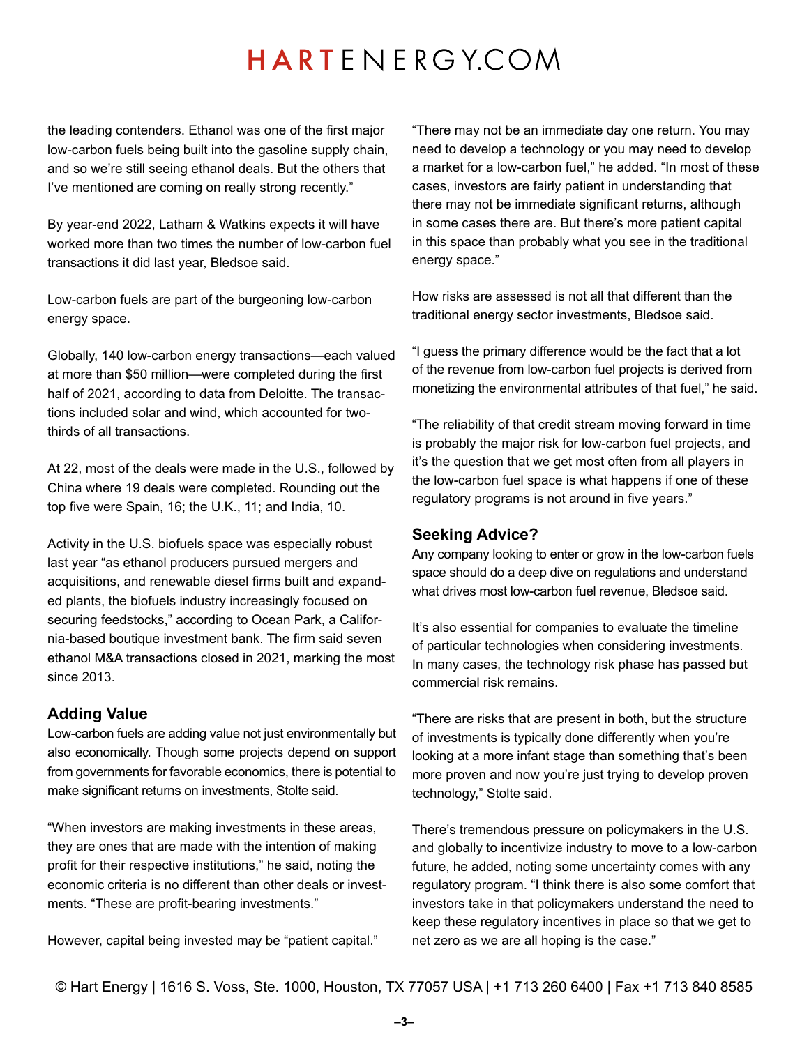the leading contenders. Ethanol was one of the first major low-carbon fuels being built into the gasoline supply chain, and so we're still seeing ethanol deals. But the others that I've mentioned are coming on really strong recently."

By year-end 2022, Latham & Watkins expects it will have worked more than two times the number of low-carbon fuel transactions it did last year, Bledsoe said.

Low-carbon fuels are part of the burgeoning low-carbon energy space.

Globally, 140 low-carbon energy transactions—each valued at more than $50 million—were completed during the first half of 2021, according to data from Deloitte. The transactions included solar and wind, which accounted for two-thirds of all transactions.

At 22, most of the deals were made in the U.S., followed by China where 19 deals were completed. Rounding out the top five were Spain, 16; the U.K., 11; and India, 10.

Activity in the U.S. biofuels space was especially robust last year "as ethanol producers pursued mergers and acquisitions, and renewable diesel firms built and expanded plants, the biofuels industry increasingly focused on securing feedstocks," according to Ocean Park, a California-based boutique investment bank. The firm said seven ethanol M&A transactions closed in 2021, marking the most since 2013.

### Adding Value

Low-carbon fuels are adding value not just environmentally but also economically. Though some projects depend on support from governments for favorable economics, there is potential to make significant returns on investments, Stolte said.

"When investors are making investments in these areas, they are ones that are made with the intention of making profit for their respective institutions," he said, noting the economic criteria is no different than other deals or investments. "These are profit-bearing investments."

However, capital being invested may be "patient capital."

"There may not be an immediate day one return. You may need to develop a technology or you may need to develop a market for a low-carbon fuel," he added. "In most of these cases, investors are fairly patient in understanding that there may not be immediate significant returns, although in some cases there are. But there's more patient capital in this space than probably what you see in the traditional energy space."

How risks are assessed is not all that different than the traditional energy sector investments, Bledsoe said.

"I guess the primary difference would be the fact that a lot of the revenue from low-carbon fuel projects is derived from monetizing the environmental attributes of that fuel," he said.

"The reliability of that credit stream moving forward in time is probably the major risk for low-carbon fuel projects, and it's the question that we get most often from all players in the low-carbon fuel space is what happens if one of these regulatory programs is not around in five years."

### Seeking Advice?

Any company looking to enter or grow in the low-carbon fuels space should do a deep dive on regulations and understand what drives most low-carbon fuel revenue, Bledsoe said.

It's also essential for companies to evaluate the timeline of particular technologies when considering investments. In many cases, the technology risk phase has passed but commercial risk remains.

"There are risks that are present in both, but the structure of investments is typically done differently when you're looking at a more infant stage than something that's been more proven and now you're just trying to develop proven technology," Stolte said.

There's tremendous pressure on policymakers in the U.S. and globally to incentivize industry to move to a low-carbon future, he added, noting some uncertainty comes with any regulatory program. "I think there is also some comfort that investors take in that policymakers understand the need to keep these regulatory incentives in place so that we get to net zero as we are all hoping is the case."